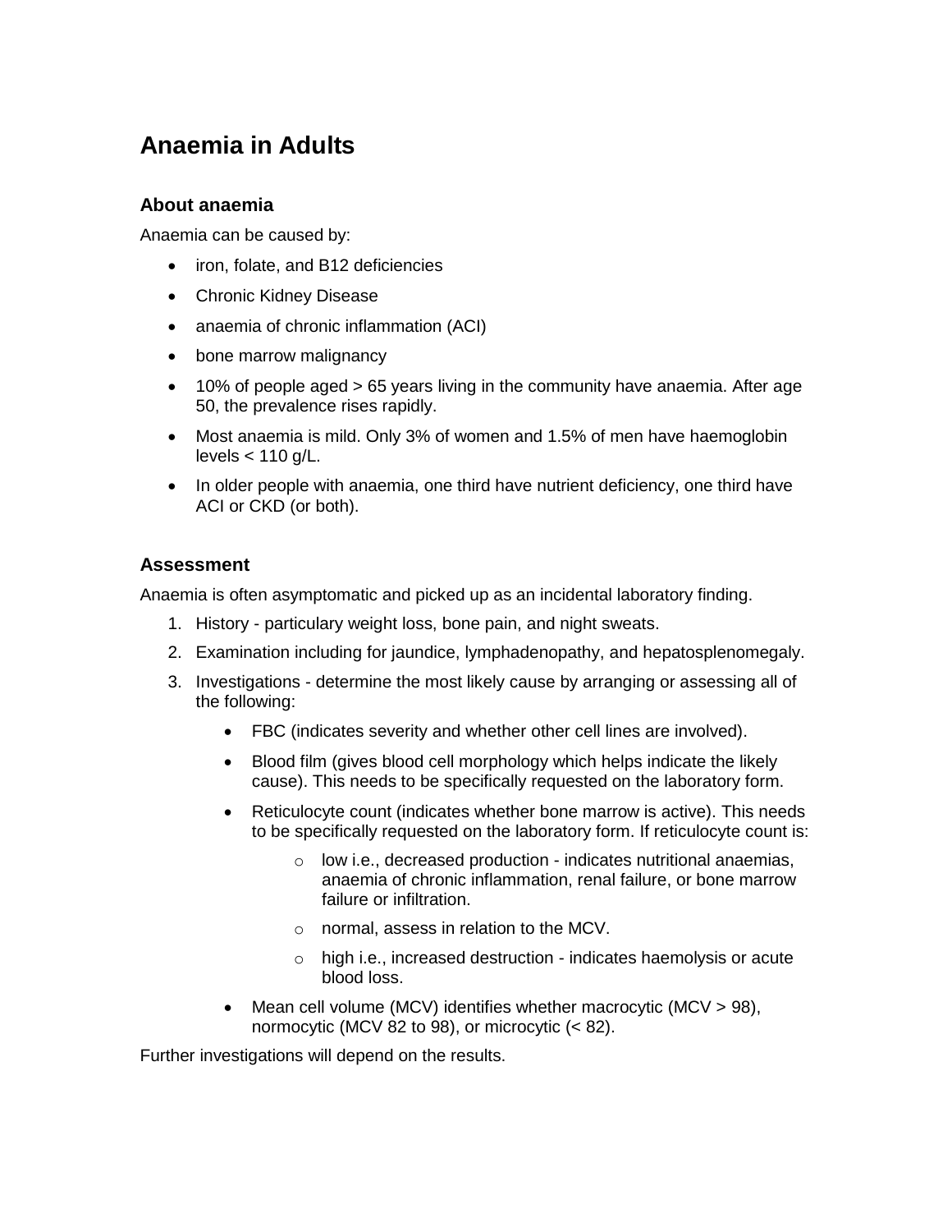# Anaemia in Adults

## About anaemia

Anaemia can be caused by:

- iron, folate, and B12 deficiencies
- Chronic Kidney Disease
- anaemia of chronic inflammation (ACI)
- bone marrow malignancy
- 10% of people aged > 65 years living in the community have anaemia. After age 50, the prevalence rises rapidly.
- Most anaemia is mild. Only 3% of women and 1.5% of men have haemoglobin levels < 110 g/L.
- In older people with anaemia, one third have nutrient deficiency, one third have ACI or CKD (or both).

## Assessment

Anaemia is often asymptomatic and picked up as an incidental laboratory finding.

1. History - particulary weight loss, bone pain, and night sweats.
2. Examination including for jaundice, lymphadenopathy, and hepatosplenomegaly.
3. Investigations - determine the most likely cause by arranging or assessing all of the following:
   - FBC (indicates severity and whether other cell lines are involved).
   - Blood film (gives blood cell morphology which helps indicate the likely cause). This needs to be specifically requested on the laboratory form.
   - Reticulocyte count (indicates whether bone marrow is active). This needs to be specifically requested on the laboratory form. If reticulocyte count is:
     - low i.e., decreased production - indicates nutritional anaemias, anaemia of chronic inflammation, renal failure, or bone marrow failure or infiltration.
     - normal, assess in relation to the MCV.
     - high i.e., increased destruction - indicates haemolysis or acute blood loss.
   - Mean cell volume (MCV) identifies whether macrocytic (MCV > 98), normocytic (MCV 82 to 98), or microcytic (< 82).

Further investigations will depend on the results.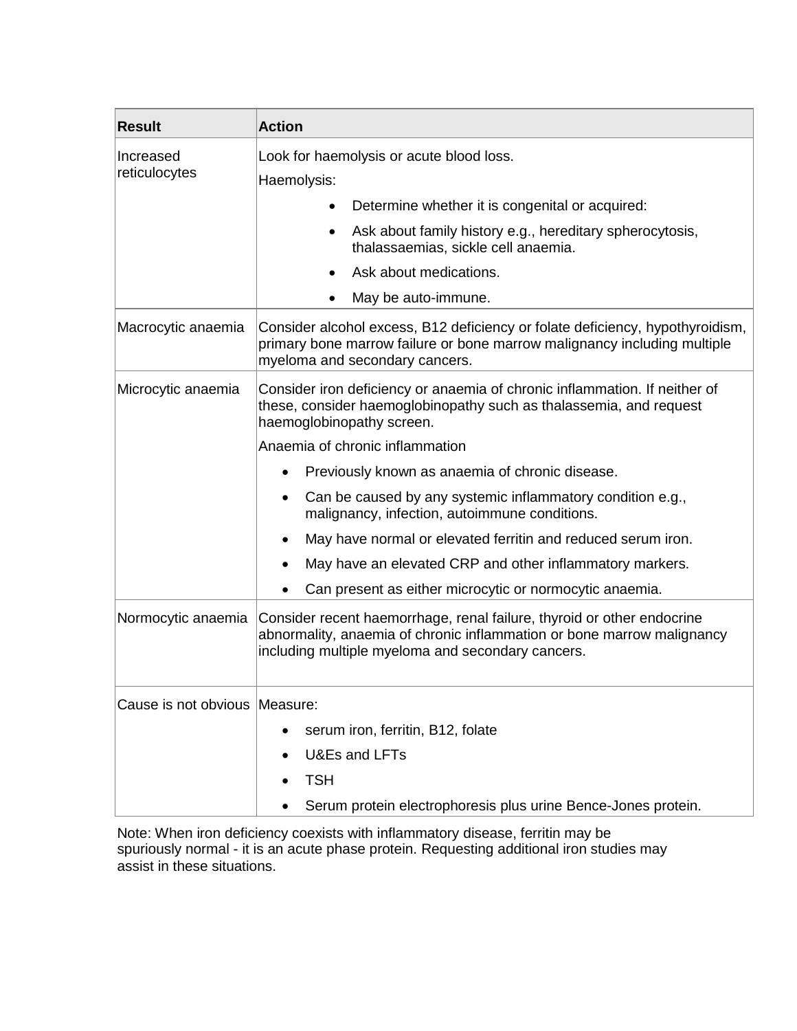| Result | Action |
| --- | --- |
| Increased reticulocytes | Look for haemolysis or acute blood loss.<br>Haemolysis:<br>• Determine whether it is congenital or acquired:<br>• Ask about family history e.g., hereditary spherocytosis, thalassaemias, sickle cell anaemia.<br>• Ask about medications.<br>• May be auto-immune. |
| Macrocytic anaemia | Consider alcohol excess, B12 deficiency or folate deficiency, hypothyroidism, primary bone marrow failure or bone marrow malignancy including multiple myeloma and secondary cancers. |
| Microcytic anaemia | Consider iron deficiency or anaemia of chronic inflammation. If neither of these, consider haemoglobinopathy such as thalassemia, and request haemoglobinopathy screen.<br>Anaemia of chronic inflammation<br>• Previously known as anaemia of chronic disease.<br>• Can be caused by any systemic inflammatory condition e.g., malignancy, infection, autoimmune conditions.<br>• May have normal or elevated ferritin and reduced serum iron.<br>• May have an elevated CRP and other inflammatory markers.<br>• Can present as either microcytic or normocytic anaemia. |
| Normocytic anaemia | Consider recent haemorrhage, renal failure, thyroid or other endocrine abnormality, anaemia of chronic inflammation or bone marrow malignancy including multiple myeloma and secondary cancers. |
| Cause is not obvious | Measure:<br>• serum iron, ferritin, B12, folate<br>• U&Es and LFTs<br>• TSH<br>• Serum protein electrophoresis plus urine Bence-Jones protein. |

Note: When iron deficiency coexists with inflammatory disease, ferritin may be spuriously normal - it is an acute phase protein. Requesting additional iron studies may assist in these situations.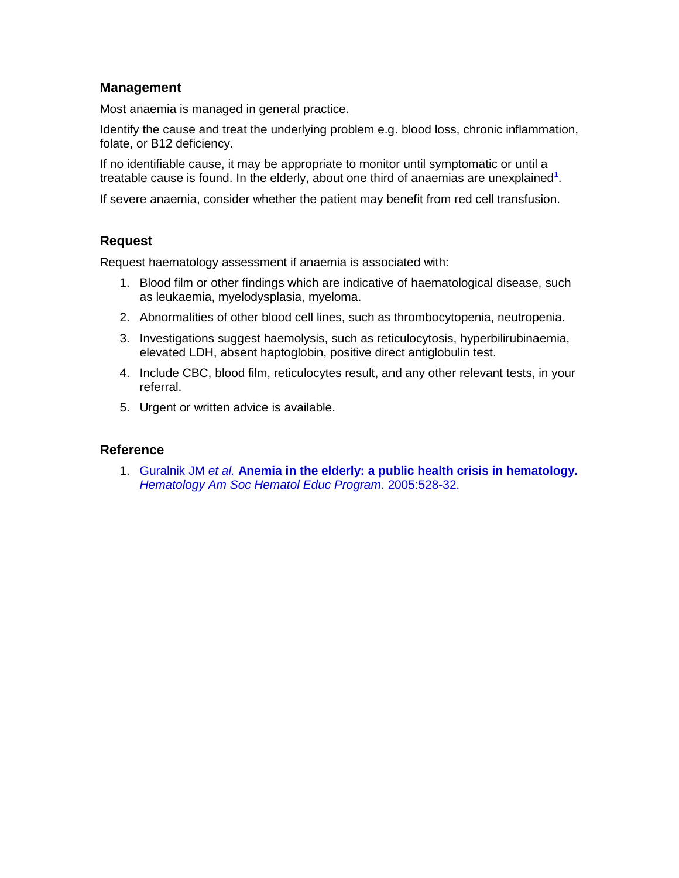## Management

Most anaemia is managed in general practice.

Identify the cause and treat the underlying problem e.g. blood loss, chronic inflammation, folate, or B12 deficiency.

If no identifiable cause, it may be appropriate to monitor until symptomatic or until a treatable cause is found. In the elderly, about one third of anaemias are unexplained[1].

If severe anaemia, consider whether the patient may benefit from red cell transfusion.

## Request

Request haematology assessment if anaemia is associated with:

1. Blood film or other findings which are indicative of haematological disease, such as leukaemia, myelodysplasia, myeloma.
2. Abnormalities of other blood cell lines, such as thrombocytopenia, neutropenia.
3. Investigations suggest haemolysis, such as reticulocytosis, hyperbilirubinaemia, elevated LDH, absent haptoglobin, positive direct antiglobulin test.
4. Include CBC, blood film, reticulocytes result, and any other relevant tests, in your referral.
5. Urgent or written advice is available.

## Reference

1. Guralnik JM *et al.* **Anemia in the elderly: a public health crisis in hematology.** *Hematology Am Soc Hematol Educ Program*. 2005:528-32.